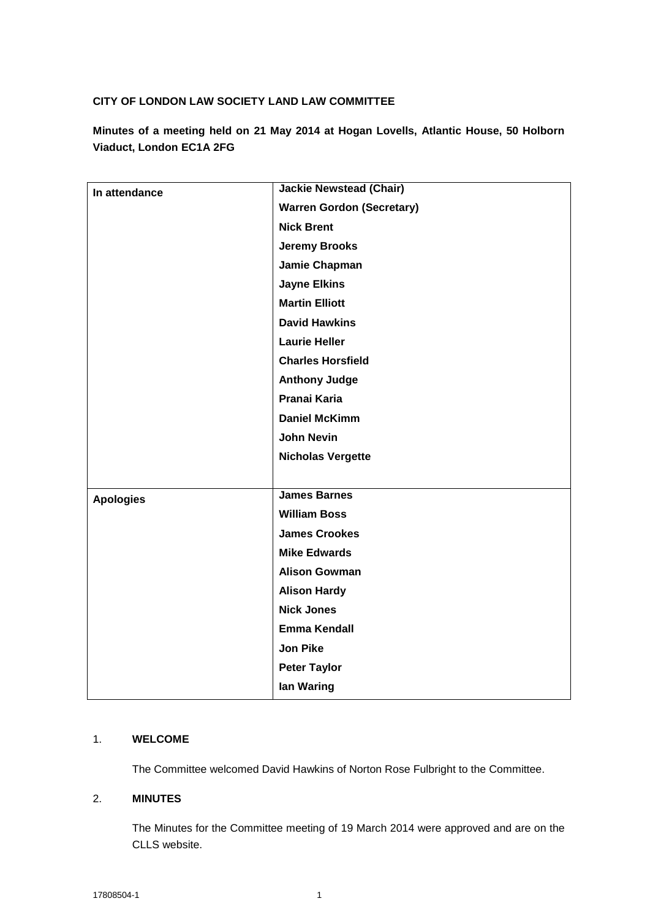**CITY OF LONDON LAW SOCIETY LAND LAW COMMITTEE**

**Minutes of a meeting held on 21 May 2014 at Hogan Lovells, Atlantic House, 50 Holborn Viaduct, London EC1A 2FG**

| | |
|---|---|
| **In attendance** | **Jackie Newstead (Chair)** |
| | **Warren Gordon (Secretary)** |
| | **Nick Brent** |
| | **Jeremy Brooks** |
| | **Jamie Chapman** |
| | **Jayne Elkins** |
| | **Martin Elliott** |
| | **David Hawkins** |
| | **Laurie Heller** |
| | **Charles Horsfield** |
| | **Anthony Judge** |
| | **Pranai Karia** |
| | **Daniel McKimm** |
| | **John Nevin** |
| | **Nicholas Vergette** |
| **Apologies** | **James Barnes** |
| | **William Boss** |
| | **James Crookes** |
| | **Mike Edwards** |
| | **Alison Gowman** |
| | **Alison Hardy** |
| | **Nick Jones** |
| | **Emma Kendall** |
| | **Jon Pike** |
| | **Peter Taylor** |
| | **Ian Waring** |

1. **WELCOME**

   The Committee welcomed David Hawkins of Norton Rose Fulbright to the Committee.

2. **MINUTES**

   The Minutes for the Committee meeting of 19 March 2014 were approved and are on the CLLS website.

17808504-1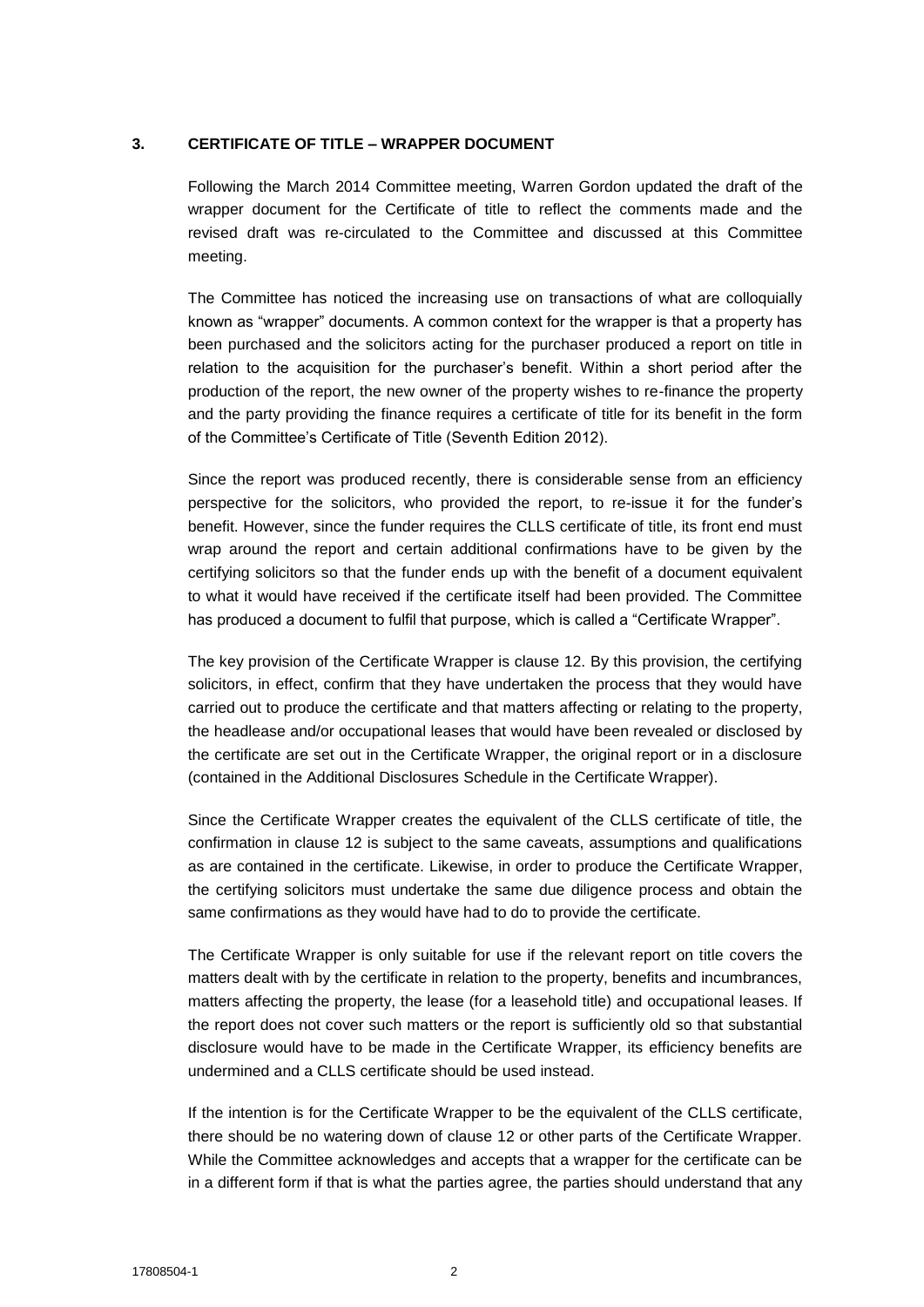## 3. CERTIFICATE OF TITLE – WRAPPER DOCUMENT

Following the March 2014 Committee meeting, Warren Gordon updated the draft of the wrapper document for the Certificate of title to reflect the comments made and the revised draft was re-circulated to the Committee and discussed at this Committee meeting.

The Committee has noticed the increasing use on transactions of what are colloquially known as "wrapper" documents. A common context for the wrapper is that a property has been purchased and the solicitors acting for the purchaser produced a report on title in relation to the acquisition for the purchaser's benefit. Within a short period after the production of the report, the new owner of the property wishes to re-finance the property and the party providing the finance requires a certificate of title for its benefit in the form of the Committee's Certificate of Title (Seventh Edition 2012).

Since the report was produced recently, there is considerable sense from an efficiency perspective for the solicitors, who provided the report, to re-issue it for the funder's benefit. However, since the funder requires the CLLS certificate of title, its front end must wrap around the report and certain additional confirmations have to be given by the certifying solicitors so that the funder ends up with the benefit of a document equivalent to what it would have received if the certificate itself had been provided. The Committee has produced a document to fulfil that purpose, which is called a "Certificate Wrapper".

The key provision of the Certificate Wrapper is clause 12. By this provision, the certifying solicitors, in effect, confirm that they have undertaken the process that they would have carried out to produce the certificate and that matters affecting or relating to the property, the headlease and/or occupational leases that would have been revealed or disclosed by the certificate are set out in the Certificate Wrapper, the original report or in a disclosure (contained in the Additional Disclosures Schedule in the Certificate Wrapper).

Since the Certificate Wrapper creates the equivalent of the CLLS certificate of title, the confirmation in clause 12 is subject to the same caveats, assumptions and qualifications as are contained in the certificate. Likewise, in order to produce the Certificate Wrapper, the certifying solicitors must undertake the same due diligence process and obtain the same confirmations as they would have had to do to provide the certificate.

The Certificate Wrapper is only suitable for use if the relevant report on title covers the matters dealt with by the certificate in relation to the property, benefits and incumbrances, matters affecting the property, the lease (for a leasehold title) and occupational leases. If the report does not cover such matters or the report is sufficiently old so that substantial disclosure would have to be made in the Certificate Wrapper, its efficiency benefits are undermined and a CLLS certificate should be used instead.

If the intention is for the Certificate Wrapper to be the equivalent of the CLLS certificate, there should be no watering down of clause 12 or other parts of the Certificate Wrapper. While the Committee acknowledges and accepts that a wrapper for the certificate can be in a different form if that is what the parties agree, the parties should understand that any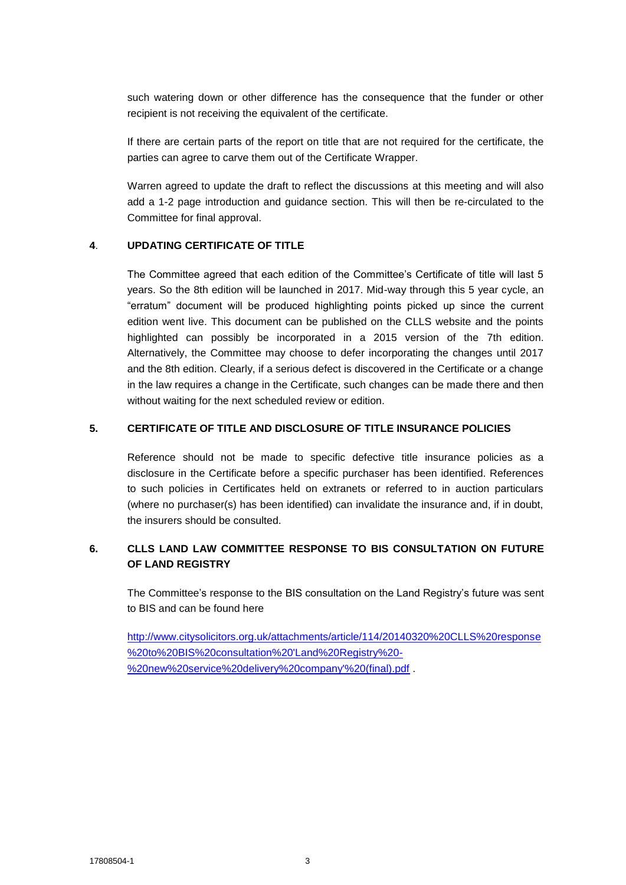such watering down or other difference has the consequence that the funder or other recipient is not receiving the equivalent of the certificate.

If there are certain parts of the report on title that are not required for the certificate, the parties can agree to carve them out of the Certificate Wrapper.

Warren agreed to update the draft to reflect the discussions at this meeting and will also add a 1-2 page introduction and guidance section. This will then be re-circulated to the Committee for final approval.

## 4. UPDATING CERTIFICATE OF TITLE

The Committee agreed that each edition of the Committee's Certificate of title will last 5 years. So the 8th edition will be launched in 2017. Mid-way through this 5 year cycle, an "erratum" document will be produced highlighting points picked up since the current edition went live. This document can be published on the CLLS website and the points highlighted can possibly be incorporated in a 2015 version of the 7th edition. Alternatively, the Committee may choose to defer incorporating the changes until 2017 and the 8th edition. Clearly, if a serious defect is discovered in the Certificate or a change in the law requires a change in the Certificate, such changes can be made there and then without waiting for the next scheduled review or edition.

## 5. CERTIFICATE OF TITLE AND DISCLOSURE OF TITLE INSURANCE POLICIES

Reference should not be made to specific defective title insurance policies as a disclosure in the Certificate before a specific purchaser has been identified. References to such policies in Certificates held on extranets or referred to in auction particulars (where no purchaser(s) has been identified) can invalidate the insurance and, if in doubt, the insurers should be consulted.

## 6. CLLS LAND LAW COMMITTEE RESPONSE TO BIS CONSULTATION ON FUTURE OF LAND REGISTRY

The Committee's response to the BIS consultation on the Land Registry's future was sent to BIS and can be found here

[http://www.citysolicitors.org.uk/attachments/article/114/20140320%20CLLS%20response%20to%20BIS%20consultation%20'Land%20Registry%20-%20new%20service%20delivery%20company'%20(final).pdf](http://www.citysolicitors.org.uk/attachments/article/114/20140320%20CLLS%20response%20to%20BIS%20consultation%20'Land%20Registry%20-%20new%20service%20delivery%20company'%20(final).pdf) .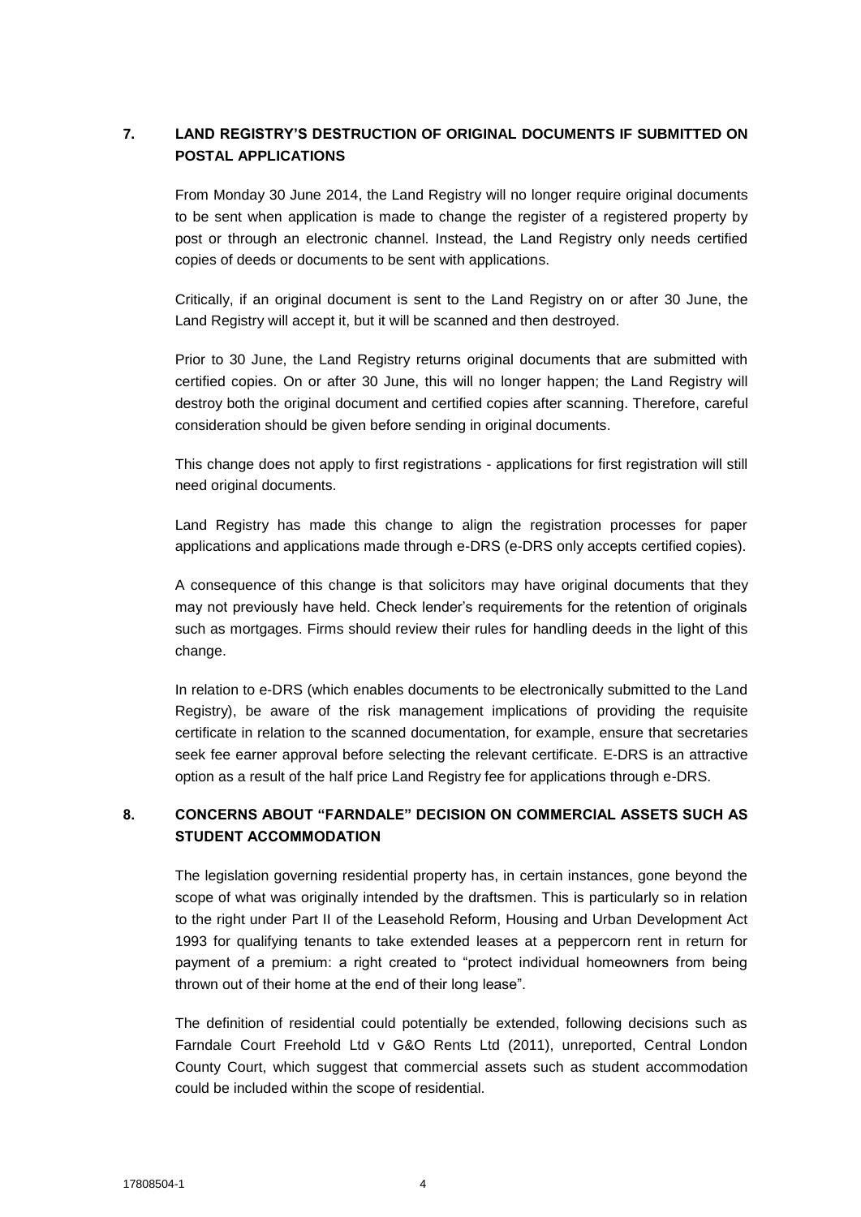## 7. LAND REGISTRY'S DESTRUCTION OF ORIGINAL DOCUMENTS IF SUBMITTED ON POSTAL APPLICATIONS

From Monday 30 June 2014, the Land Registry will no longer require original documents to be sent when application is made to change the register of a registered property by post or through an electronic channel. Instead, the Land Registry only needs certified copies of deeds or documents to be sent with applications.

Critically, if an original document is sent to the Land Registry on or after 30 June, the Land Registry will accept it, but it will be scanned and then destroyed.

Prior to 30 June, the Land Registry returns original documents that are submitted with certified copies. On or after 30 June, this will no longer happen; the Land Registry will destroy both the original document and certified copies after scanning. Therefore, careful consideration should be given before sending in original documents.

This change does not apply to first registrations - applications for first registration will still need original documents.

Land Registry has made this change to align the registration processes for paper applications and applications made through e-DRS (e-DRS only accepts certified copies).

A consequence of this change is that solicitors may have original documents that they may not previously have held. Check lender's requirements for the retention of originals such as mortgages. Firms should review their rules for handling deeds in the light of this change.

In relation to e-DRS (which enables documents to be electronically submitted to the Land Registry), be aware of the risk management implications of providing the requisite certificate in relation to the scanned documentation, for example, ensure that secretaries seek fee earner approval before selecting the relevant certificate. E-DRS is an attractive option as a result of the half price Land Registry fee for applications through e-DRS.

## 8. CONCERNS ABOUT "FARNDALE" DECISION ON COMMERCIAL ASSETS SUCH AS STUDENT ACCOMMODATION

The legislation governing residential property has, in certain instances, gone beyond the scope of what was originally intended by the draftsmen. This is particularly so in relation to the right under Part II of the Leasehold Reform, Housing and Urban Development Act 1993 for qualifying tenants to take extended leases at a peppercorn rent in return for payment of a premium: a right created to "protect individual homeowners from being thrown out of their home at the end of their long lease".

The definition of residential could potentially be extended, following decisions such as Farndale Court Freehold Ltd v G&O Rents Ltd (2011), unreported, Central London County Court, which suggest that commercial assets such as student accommodation could be included within the scope of residential.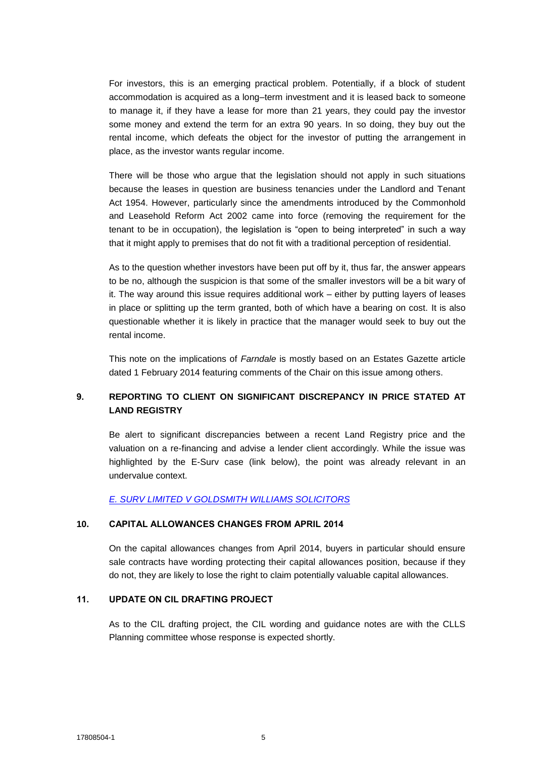For investors, this is an emerging practical problem. Potentially, if a block of student accommodation is acquired as a long–term investment and it is leased back to someone to manage it, if they have a lease for more than 21 years, they could pay the investor some money and extend the term for an extra 90 years. In so doing, they buy out the rental income, which defeats the object for the investor of putting the arrangement in place, as the investor wants regular income.

There will be those who argue that the legislation should not apply in such situations because the leases in question are business tenancies under the Landlord and Tenant Act 1954. However, particularly since the amendments introduced by the Commonhold and Leasehold Reform Act 2002 came into force (removing the requirement for the tenant to be in occupation), the legislation is "open to being interpreted" in such a way that it might apply to premises that do not fit with a traditional perception of residential.

As to the question whether investors have been put off by it, thus far, the answer appears to be no, although the suspicion is that some of the smaller investors will be a bit wary of it. The way around this issue requires additional work – either by putting layers of leases in place or splitting up the term granted, both of which have a bearing on cost. It is also questionable whether it is likely in practice that the manager would seek to buy out the rental income.

This note on the implications of *Farndale* is mostly based on an Estates Gazette article dated 1 February 2014 featuring comments of the Chair on this issue among others.

## 9. REPORTING TO CLIENT ON SIGNIFICANT DISCREPANCY IN PRICE STATED AT LAND REGISTRY

Be alert to significant discrepancies between a recent Land Registry price and the valuation on a re-financing and advise a lender client accordingly. While the issue was highlighted by the E-Surv case (link below), the point was already relevant in an undervalue context.

*E. SURV LIMITED V GOLDSMITH WILLIAMS SOLICITORS*

## 10. CAPITAL ALLOWANCES CHANGES FROM APRIL 2014

On the capital allowances changes from April 2014, buyers in particular should ensure sale contracts have wording protecting their capital allowances position, because if they do not, they are likely to lose the right to claim potentially valuable capital allowances.

## 11. UPDATE ON CIL DRAFTING PROJECT

As to the CIL drafting project, the CIL wording and guidance notes are with the CLLS Planning committee whose response is expected shortly.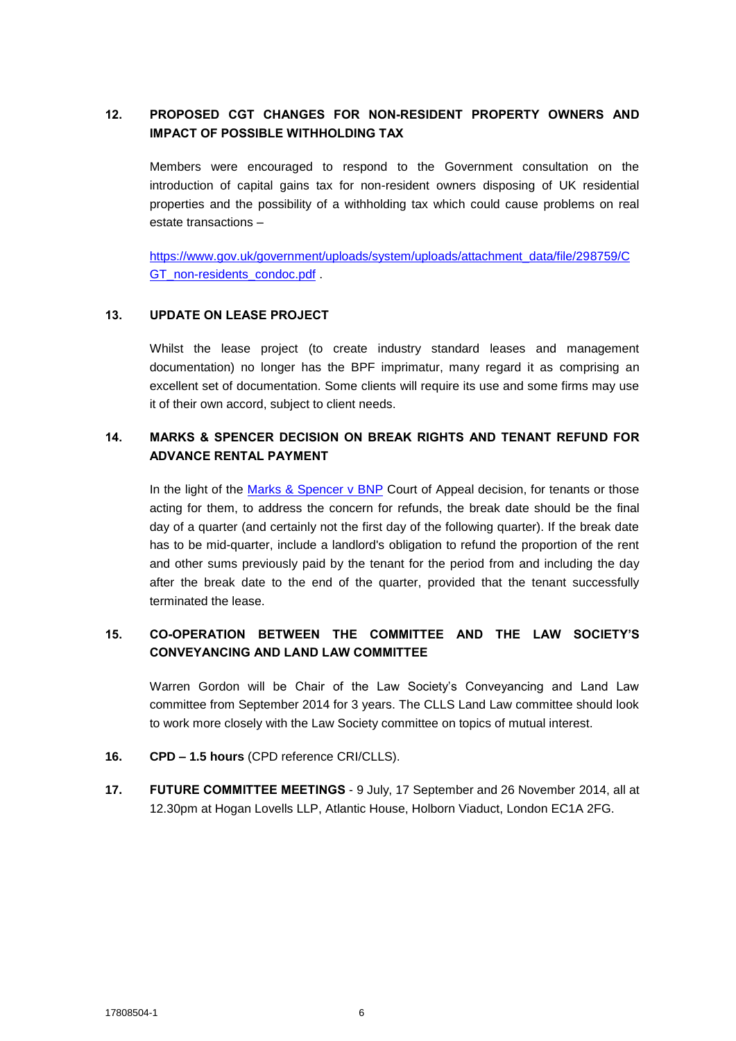## 12. PROPOSED CGT CHANGES FOR NON-RESIDENT PROPERTY OWNERS AND IMPACT OF POSSIBLE WITHHOLDING TAX

Members were encouraged to respond to the Government consultation on the introduction of capital gains tax for non-resident owners disposing of UK residential properties and the possibility of a withholding tax which could cause problems on real estate transactions –

https://www.gov.uk/government/uploads/system/uploads/attachment_data/file/298759/CGT_non-residents_condoc.pdf .

## 13. UPDATE ON LEASE PROJECT

Whilst the lease project (to create industry standard leases and management documentation) no longer has the BPF imprimatur, many regard it as comprising an excellent set of documentation. Some clients will require its use and some firms may use it of their own accord, subject to client needs.

## 14. MARKS & SPENCER DECISION ON BREAK RIGHTS AND TENANT REFUND FOR ADVANCE RENTAL PAYMENT

In the light of the Marks & Spencer v BNP Court of Appeal decision, for tenants or those acting for them, to address the concern for refunds, the break date should be the final day of a quarter (and certainly not the first day of the following quarter). If the break date has to be mid-quarter, include a landlord's obligation to refund the proportion of the rent and other sums previously paid by the tenant for the period from and including the day after the break date to the end of the quarter, provided that the tenant successfully terminated the lease.

## 15. CO-OPERATION BETWEEN THE COMMITTEE AND THE LAW SOCIETY'S CONVEYANCING AND LAND LAW COMMITTEE

Warren Gordon will be Chair of the Law Society's Conveyancing and Land Law committee from September 2014 for 3 years. The CLLS Land Law committee should look to work more closely with the Law Society committee on topics of mutual interest.

**16. CPD – 1.5 hours** (CPD reference CRI/CLLS).

**17. FUTURE COMMITTEE MEETINGS** - 9 July, 17 September and 26 November 2014, all at 12.30pm at Hogan Lovells LLP, Atlantic House, Holborn Viaduct, London EC1A 2FG.

17808504-1